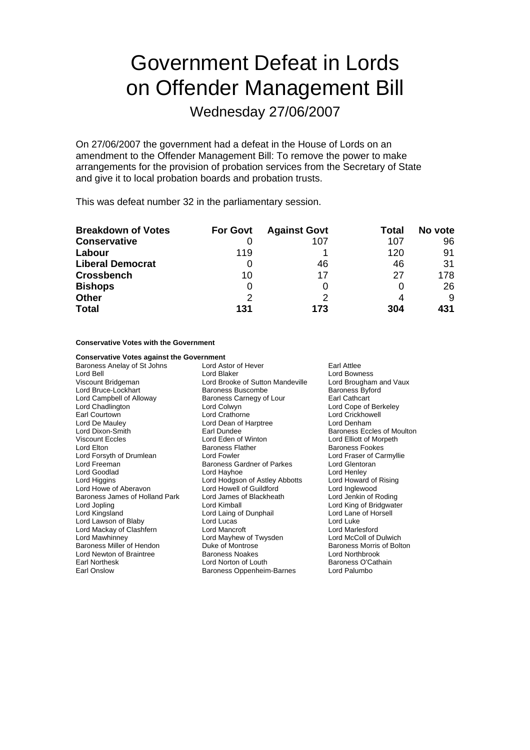# Government Defeat in Lords on Offender Management Bill

## Wednesday 27/06/2007

On 27/06/2007 the government had a defeat in the House of Lords on an amendment to the Offender Management Bill: To remove the power to make arrangements for the provision of probation services from the Secretary of State and give it to local probation boards and probation trusts.

This was defeat number 32 in the parliamentary session.

| **Breakdown of Votes** | **For Govt** | **Against Govt** | **Total** | **No vote** |
|---|---|---|---|---|
| **Conservative** | 0 | 107 | 107 | 96 |
| **Labour** | 119 | 1 | 120 | 91 |
| **Liberal Democrat** | 0 | 46 | 46 | 31 |
| **Crossbench** | 10 | 17 | 27 | 178 |
| **Bishops** | 0 | 0 | 0 | 26 |
| **Other** | 2 | 2 | 4 | 9 |
| **Total** | **131** | **173** | **304** | **431** |

**Conservative Votes with the Government**

**Conservative Votes against the Government**

Baroness Anelay of St Johns
Lord Astor of Hever
Earl Attlee
Lord Bell
Lord Blaker
Lord Bowness
Viscount Bridgeman
Lord Brooke of Sutton Mandeville
Lord Brougham and Vaux
Lord Bruce-Lockhart
Baroness Buscombe
Baroness Byford
Lord Campbell of Alloway
Baroness Carnegy of Lour
Earl Cathcart
Lord Chadlington
Lord Colwyn
Lord Cope of Berkeley
Earl Courtown
Lord Crathorne
Lord Crickhowell
Lord De Mauley
Lord Dean of Harptree
Lord Denham
Lord Dixon-Smith
Earl Dundee
Baroness Eccles of Moulton
Viscount Eccles
Lord Eden of Winton
Lord Elliott of Morpeth
Lord Elton
Baroness Flather
Baroness Fookes
Lord Forsyth of Drumlean
Lord Fowler
Lord Fraser of Carmyllie
Lord Freeman
Baroness Gardner of Parkes
Lord Glentoran
Lord Goodlad
Lord Hayhoe
Lord Henley
Lord Higgins
Lord Hodgson of Astley Abbotts
Lord Howard of Rising
Lord Howe of Aberavon
Lord Howell of Guildford
Lord Inglewood
Baroness James of Holland Park
Lord James of Blackheath
Lord Jenkin of Roding
Lord Jopling
Lord Kimball
Lord King of Bridgwater
Lord Kingsland
Lord Laing of Dunphail
Lord Lane of Horsell
Lord Lawson of Blaby
Lord Lucas
Lord Luke
Lord Mackay of Clashfern
Lord Mancroft
Lord Marlesford
Lord Mawhinney
Lord Mayhew of Twysden
Lord McColl of Dulwich
Baroness Miller of Hendon
Duke of Montrose
Baroness Morris of Bolton
Lord Newton of Braintree
Baroness Noakes
Lord Northbrook
Earl Northesk
Lord Norton of Louth
Baroness O'Cathain
Earl Onslow
Baroness Oppenheim-Barnes
Lord Palumbo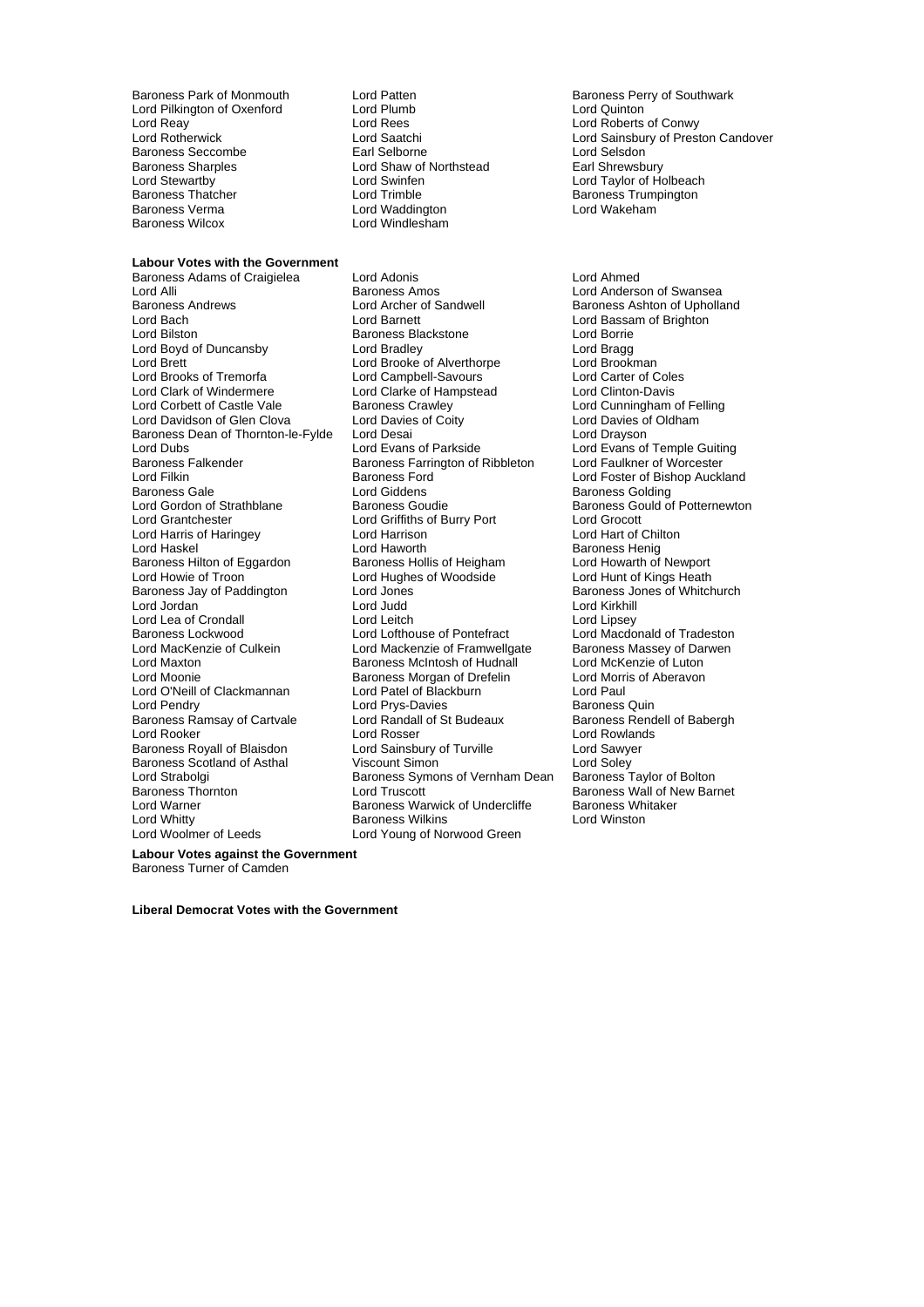Baroness Park of Monmouth
Lord Patten
Baroness Perry of Southwark
Lord Pilkington of Oxenford
Lord Plumb
Lord Quinton
Lord Reay
Lord Rees
Lord Roberts of Conwy
Lord Rotherwick
Lord Saatchi
Lord Sainsbury of Preston Candover
Baroness Seccombe
Earl Selborne
Lord Selsdon
Baroness Sharples
Lord Shaw of Northstead
Earl Shrewsbury
Lord Stewartby
Lord Swinfen
Lord Taylor of Holbeach
Baroness Thatcher
Lord Trimble
Baroness Trumpington
Baroness Verma
Lord Waddington
Lord Wakeham
Baroness Wilcox
Lord Windlesham

**Labour Votes with the Government**

Baroness Adams of Craigielea
Lord Adonis
Lord Ahmed
Lord Alli
Baroness Amos
Lord Anderson of Swansea
Baroness Andrews
Lord Archer of Sandwell
Baroness Ashton of Upholland
Lord Bach
Lord Barnett
Lord Bassam of Brighton
Lord Bilston
Baroness Blackstone
Lord Borrie
Lord Boyd of Duncansby
Lord Bradley
Lord Bragg
Lord Brett
Lord Brooke of Alverthorpe
Lord Brookman
Lord Brooks of Tremorfa
Lord Campbell-Savours
Lord Carter of Coles
Lord Clark of Windermere
Lord Clarke of Hampstead
Lord Clinton-Davis
Lord Corbett of Castle Vale
Baroness Crawley
Lord Cunningham of Felling
Lord Davidson of Glen Clova
Lord Davies of Coity
Lord Davies of Oldham
Baroness Dean of Thornton-le-Fylde
Lord Desai
Lord Drayson
Lord Dubs
Lord Evans of Parkside
Lord Evans of Temple Guiting
Baroness Falkender
Baroness Farrington of Ribbleton
Lord Faulkner of Worcester
Lord Filkin
Baroness Ford
Lord Foster of Bishop Auckland
Baroness Gale
Lord Giddens
Baroness Golding
Lord Gordon of Strathblane
Baroness Goudie
Baroness Gould of Potternewton
Lord Grantchester
Lord Griffiths of Burry Port
Lord Grocott
Lord Harris of Haringey
Lord Harrison
Lord Hart of Chilton
Lord Haskel
Lord Haworth
Baroness Henig
Baroness Hilton of Eggardon
Baroness Hollis of Heigham
Lord Howarth of Newport
Lord Howie of Troon
Lord Hughes of Woodside
Lord Hunt of Kings Heath
Baroness Jay of Paddington
Lord Jones
Baroness Jones of Whitchurch
Lord Jordan
Lord Judd
Lord Kirkhill
Lord Lea of Crondall
Lord Leitch
Lord Lipsey
Baroness Lockwood
Lord Lofthouse of Pontefract
Lord Macdonald of Tradeston
Lord MacKenzie of Culkein
Lord Mackenzie of Framwellgate
Baroness Massey of Darwen
Lord Maxton
Baroness McIntosh of Hudnall
Lord McKenzie of Luton
Lord Moonie
Baroness Morgan of Drefelin
Lord Morris of Aberavon
Lord O'Neill of Clackmannan
Lord Patel of Blackburn
Lord Paul
Lord Pendry
Lord Prys-Davies
Baroness Quin
Baroness Ramsay of Cartvale
Lord Randall of St Budeaux
Baroness Rendell of Babergh
Lord Rooker
Lord Rosser
Lord Rowlands
Baroness Royall of Blaisdon
Lord Sainsbury of Turville
Lord Sawyer
Baroness Scotland of Asthal
Viscount Simon
Lord Soley
Lord Strabolgi
Baroness Symons of Vernham Dean
Baroness Taylor of Bolton
Baroness Thornton
Lord Truscott
Baroness Wall of New Barnet
Lord Warner
Baroness Warwick of Undercliffe
Baroness Whitaker
Lord Whitty
Baroness Wilkins
Lord Winston
Lord Woolmer of Leeds
Lord Young of Norwood Green

**Labour Votes against the Government**

Baroness Turner of Camden

**Liberal Democrat Votes with the Government**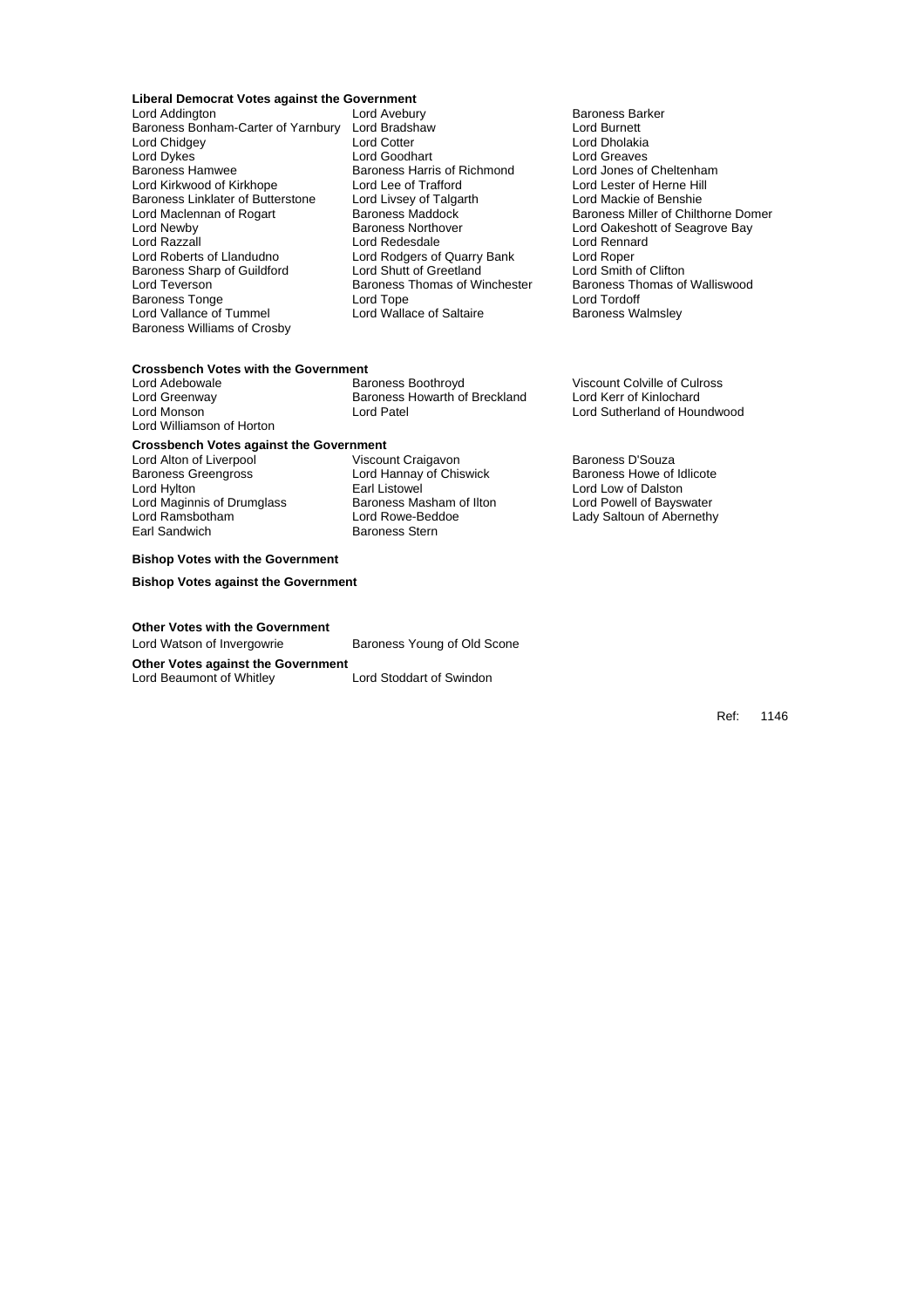**Liberal Democrat Votes against the Government**

| | | |
|---|---|---|
| Lord Addington | Lord Avebury | Baroness Barker |
| Baroness Bonham-Carter of Yarnbury | Lord Bradshaw | Lord Burnett |
| Lord Chidgey | Lord Cotter | Lord Dholakia |
| Lord Dykes | Lord Goodhart | Lord Greaves |
| Baroness Hamwee | Baroness Harris of Richmond | Lord Jones of Cheltenham |
| Lord Kirkwood of Kirkhope | Lord Lee of Trafford | Lord Lester of Herne Hill |
| Baroness Linklater of Butterstone | Lord Livsey of Talgarth | Lord Mackie of Benshie |
| Lord Maclennan of Rogart | Baroness Maddock | Baroness Miller of Chilthorne Domer |
| Lord Newby | Baroness Northover | Lord Oakeshott of Seagrove Bay |
| Lord Razzall | Lord Redesdale | Lord Rennard |
| Lord Roberts of Llandudno | Lord Rodgers of Quarry Bank | Lord Roper |
| Baroness Sharp of Guildford | Lord Shutt of Greetland | Lord Smith of Clifton |
| Lord Teverson | Baroness Thomas of Winchester | Baroness Thomas of Walliswood |
| Baroness Tonge | Lord Tope | Lord Tordoff |
| Lord Vallance of Tummel | Lord Wallace of Saltaire | Baroness Walmsley |
| Baroness Williams of Crosby | | |

**Crossbench Votes with the Government**

| | | |
|---|---|---|
| Lord Adebowale | Baroness Boothroyd | Viscount Colville of Culross |
| Lord Greenway | Baroness Howarth of Breckland | Lord Kerr of Kinlochard |
| Lord Monson | Lord Patel | Lord Sutherland of Houndwood |
| Lord Williamson of Horton | | |

**Crossbench Votes against the Government**

| | | |
|---|---|---|
| Lord Alton of Liverpool | Viscount Craigavon | Baroness D'Souza |
| Baroness Greengross | Lord Hannay of Chiswick | Baroness Howe of Idlicote |
| Lord Hylton | Earl Listowel | Lord Low of Dalston |
| Lord Maginnis of Drumglass | Baroness Masham of Ilton | Lord Powell of Bayswater |
| Lord Ramsbotham | Lord Rowe-Beddoe | Lady Saltoun of Abernethy |
| Earl Sandwich | Baroness Stern | |

**Bishop Votes with the Government**

**Bishop Votes against the Government**

**Other Votes with the Government**

| | |
|---|---|
| Lord Watson of Invergowrie | Baroness Young of Old Scone |

**Other Votes against the Government**

| | |
|---|---|
| Lord Beaumont of Whitley | Lord Stoddart of Swindon |

Ref: 1146